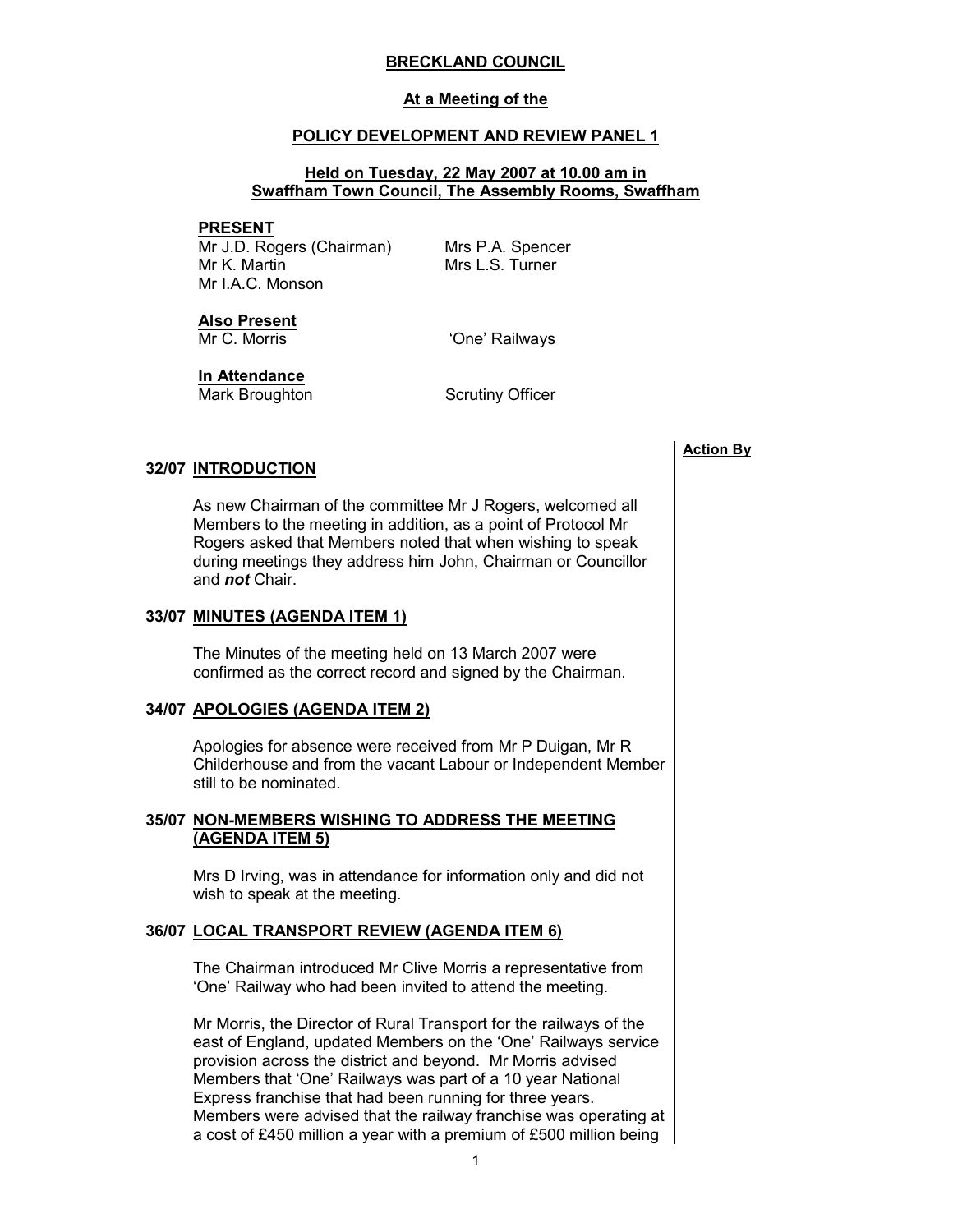# BRECKLAND COUNCIL

## At a Meeting of the

## POLICY DEVELOPMENT AND REVIEW PANEL 1

**Held on Tuesday, 22 May 2007 at 10.00 am in Swaffham Town Council, The Assembly Rooms, Swaffham**

**PRESENT**

Mr J.D. Rogers (Chairman)
Mr K. Martin
Mr I.A.C. Monson
Mrs P.A. Spencer
Mrs L.S. Turner

**Also Present**

Mr C. Morris — 'One' Railways

**In Attendance**

Mark Broughton — Scrutiny Officer

**Action By**

### 32/07 INTRODUCTION

As new Chairman of the committee Mr J Rogers, welcomed all Members to the meeting in addition, as a point of Protocol Mr Rogers asked that Members noted that when wishing to speak during meetings they address him John, Chairman or Councillor and ***not*** Chair.

### 33/07 MINUTES (AGENDA ITEM 1)

The Minutes of the meeting held on 13 March 2007 were confirmed as the correct record and signed by the Chairman.

### 34/07 APOLOGIES (AGENDA ITEM 2)

Apologies for absence were received from Mr P Duigan, Mr R Childerhouse and from the vacant Labour or Independent Member still to be nominated.

### 35/07 NON-MEMBERS WISHING TO ADDRESS THE MEETING (AGENDA ITEM 5)

Mrs D Irving, was in attendance for information only and did not wish to speak at the meeting.

### 36/07 LOCAL TRANSPORT REVIEW (AGENDA ITEM 6)

The Chairman introduced Mr Clive Morris a representative from 'One' Railway who had been invited to attend the meeting.

Mr Morris, the Director of Rural Transport for the railways of the east of England, updated Members on the 'One' Railways service provision across the district and beyond. Mr Morris advised Members that 'One' Railways was part of a 10 year National Express franchise that had been running for three years. Members were advised that the railway franchise was operating at a cost of £450 million a year with a premium of £500 million being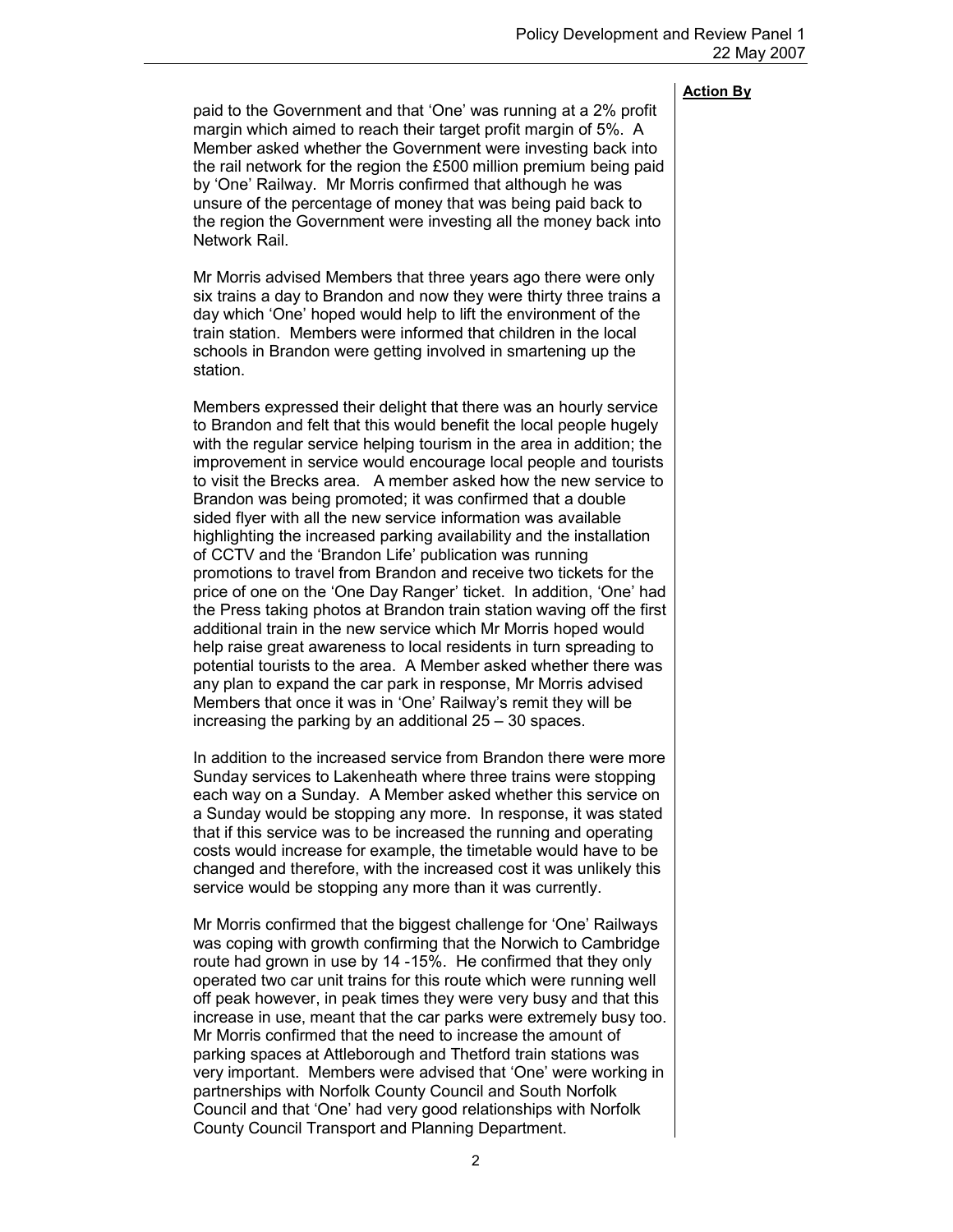**Action By**

paid to the Government and that 'One' was running at a 2% profit margin which aimed to reach their target profit margin of 5%. A Member asked whether the Government were investing back into the rail network for the region the £500 million premium being paid by 'One' Railway. Mr Morris confirmed that although he was unsure of the percentage of money that was being paid back to the region the Government were investing all the money back into Network Rail.

Mr Morris advised Members that three years ago there were only six trains a day to Brandon and now they were thirty three trains a day which 'One' hoped would help to lift the environment of the train station. Members were informed that children in the local schools in Brandon were getting involved in smartening up the station.

Members expressed their delight that there was an hourly service to Brandon and felt that this would benefit the local people hugely with the regular service helping tourism in the area in addition; the improvement in service would encourage local people and tourists to visit the Brecks area. A member asked how the new service to Brandon was being promoted; it was confirmed that a double sided flyer with all the new service information was available highlighting the increased parking availability and the installation of CCTV and the 'Brandon Life' publication was running promotions to travel from Brandon and receive two tickets for the price of one on the 'One Day Ranger' ticket. In addition, 'One' had the Press taking photos at Brandon train station waving off the first additional train in the new service which Mr Morris hoped would help raise great awareness to local residents in turn spreading to potential tourists to the area. A Member asked whether there was any plan to expand the car park in response, Mr Morris advised Members that once it was in 'One' Railway's remit they will be increasing the parking by an additional 25 – 30 spaces.

In addition to the increased service from Brandon there were more Sunday services to Lakenheath where three trains were stopping each way on a Sunday. A Member asked whether this service on a Sunday would be stopping any more. In response, it was stated that if this service was to be increased the running and operating costs would increase for example, the timetable would have to be changed and therefore, with the increased cost it was unlikely this service would be stopping any more than it was currently.

Mr Morris confirmed that the biggest challenge for 'One' Railways was coping with growth confirming that the Norwich to Cambridge route had grown in use by 14 -15%. He confirmed that they only operated two car unit trains for this route which were running well off peak however, in peak times they were very busy and that this increase in use, meant that the car parks were extremely busy too. Mr Morris confirmed that the need to increase the amount of parking spaces at Attleborough and Thetford train stations was very important. Members were advised that 'One' were working in partnerships with Norfolk County Council and South Norfolk Council and that 'One' had very good relationships with Norfolk County Council Transport and Planning Department.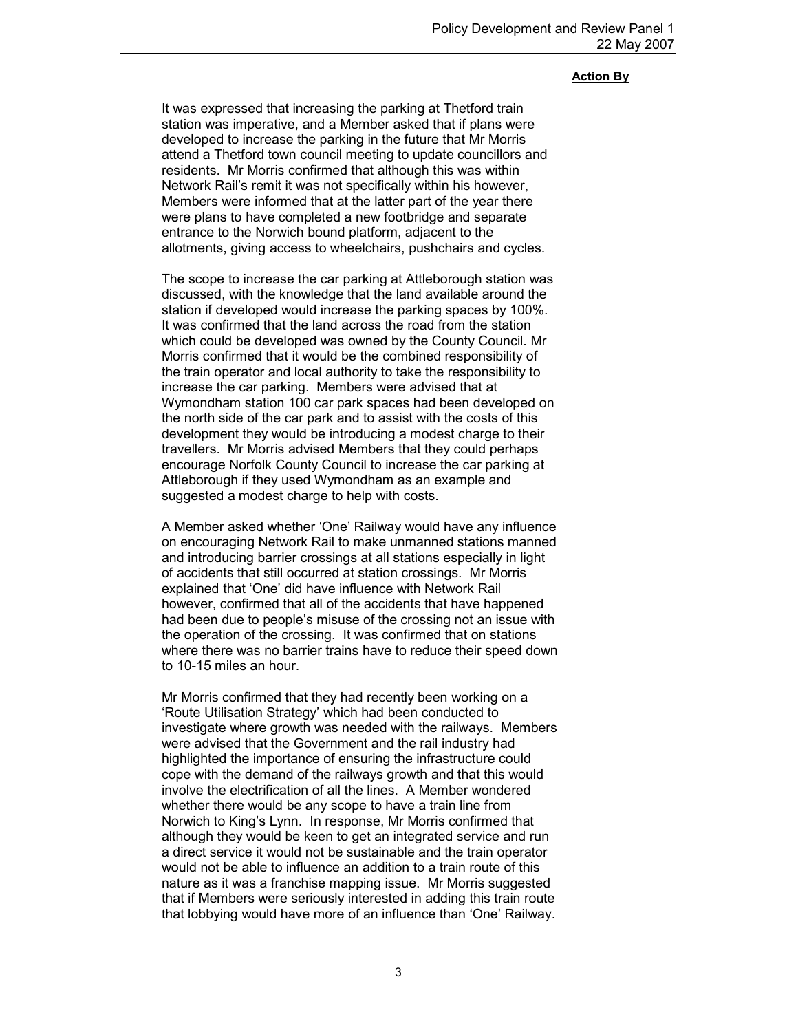**Action By**

It was expressed that increasing the parking at Thetford train station was imperative, and a Member asked that if plans were developed to increase the parking in the future that Mr Morris attend a Thetford town council meeting to update councillors and residents. Mr Morris confirmed that although this was within Network Rail's remit it was not specifically within his however, Members were informed that at the latter part of the year there were plans to have completed a new footbridge and separate entrance to the Norwich bound platform, adjacent to the allotments, giving access to wheelchairs, pushchairs and cycles.

The scope to increase the car parking at Attleborough station was discussed, with the knowledge that the land available around the station if developed would increase the parking spaces by 100%. It was confirmed that the land across the road from the station which could be developed was owned by the County Council. Mr Morris confirmed that it would be the combined responsibility of the train operator and local authority to take the responsibility to increase the car parking. Members were advised that at Wymondham station 100 car park spaces had been developed on the north side of the car park and to assist with the costs of this development they would be introducing a modest charge to their travellers. Mr Morris advised Members that they could perhaps encourage Norfolk County Council to increase the car parking at Attleborough if they used Wymondham as an example and suggested a modest charge to help with costs.

A Member asked whether 'One' Railway would have any influence on encouraging Network Rail to make unmanned stations manned and introducing barrier crossings at all stations especially in light of accidents that still occurred at station crossings. Mr Morris explained that 'One' did have influence with Network Rail however, confirmed that all of the accidents that have happened had been due to people's misuse of the crossing not an issue with the operation of the crossing. It was confirmed that on stations where there was no barrier trains have to reduce their speed down to 10-15 miles an hour.

Mr Morris confirmed that they had recently been working on a 'Route Utilisation Strategy' which had been conducted to investigate where growth was needed with the railways. Members were advised that the Government and the rail industry had highlighted the importance of ensuring the infrastructure could cope with the demand of the railways growth and that this would involve the electrification of all the lines. A Member wondered whether there would be any scope to have a train line from Norwich to King's Lynn. In response, Mr Morris confirmed that although they would be keen to get an integrated service and run a direct service it would not be sustainable and the train operator would not be able to influence an addition to a train route of this nature as it was a franchise mapping issue. Mr Morris suggested that if Members were seriously interested in adding this train route that lobbying would have more of an influence than 'One' Railway.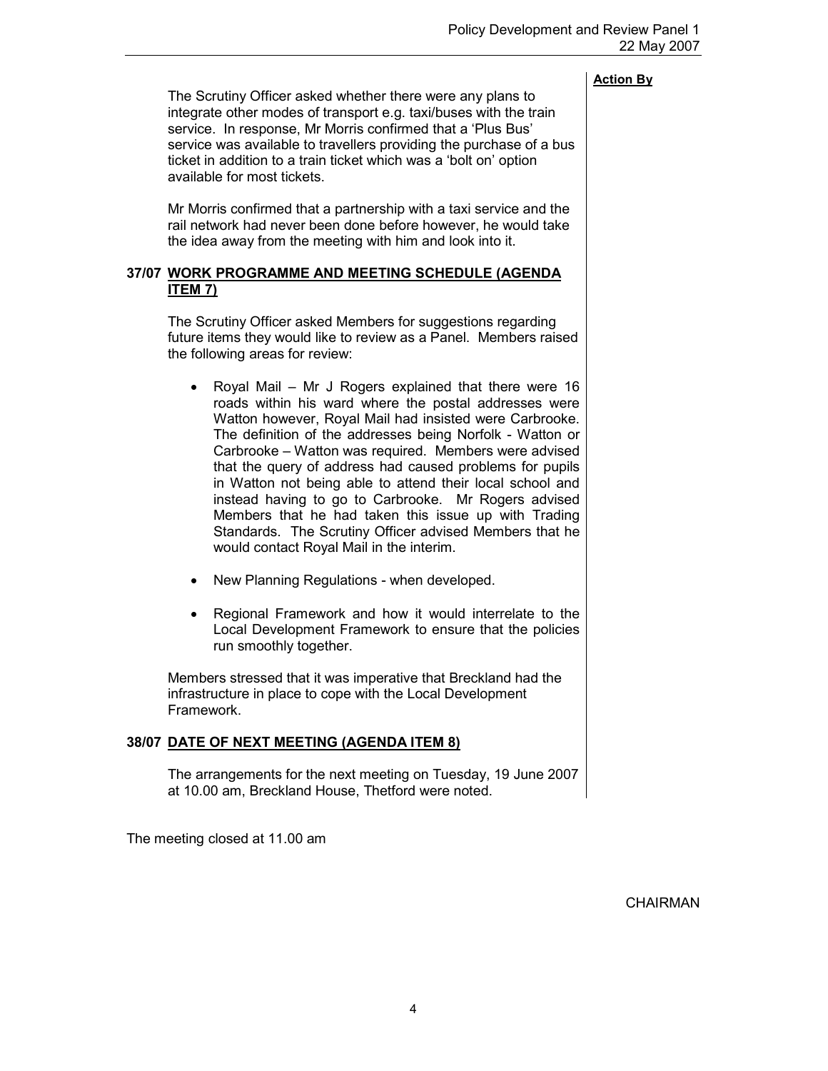**Action By**

The Scrutiny Officer asked whether there were any plans to integrate other modes of transport e.g. taxi/buses with the train service. In response, Mr Morris confirmed that a 'Plus Bus' service was available to travellers providing the purchase of a bus ticket in addition to a train ticket which was a 'bolt on' option available for most tickets.

Mr Morris confirmed that a partnership with a taxi service and the rail network had never been done before however, he would take the idea away from the meeting with him and look into it.

## 37/07 WORK PROGRAMME AND MEETING SCHEDULE (AGENDA ITEM 7)

The Scrutiny Officer asked Members for suggestions regarding future items they would like to review as a Panel. Members raised the following areas for review:

- Royal Mail – Mr J Rogers explained that there were 16 roads within his ward where the postal addresses were Watton however, Royal Mail had insisted were Carbrooke. The definition of the addresses being Norfolk - Watton or Carbrooke – Watton was required. Members were advised that the query of address had caused problems for pupils in Watton not being able to attend their local school and instead having to go to Carbrooke. Mr Rogers advised Members that he had taken this issue up with Trading Standards. The Scrutiny Officer advised Members that he would contact Royal Mail in the interim.

- New Planning Regulations - when developed.

- Regional Framework and how it would interrelate to the Local Development Framework to ensure that the policies run smoothly together.

Members stressed that it was imperative that Breckland had the infrastructure in place to cope with the Local Development Framework.

## 38/07 DATE OF NEXT MEETING (AGENDA ITEM 8)

The arrangements for the next meeting on Tuesday, 19 June 2007 at 10.00 am, Breckland House, Thetford were noted.

The meeting closed at 11.00 am

CHAIRMAN